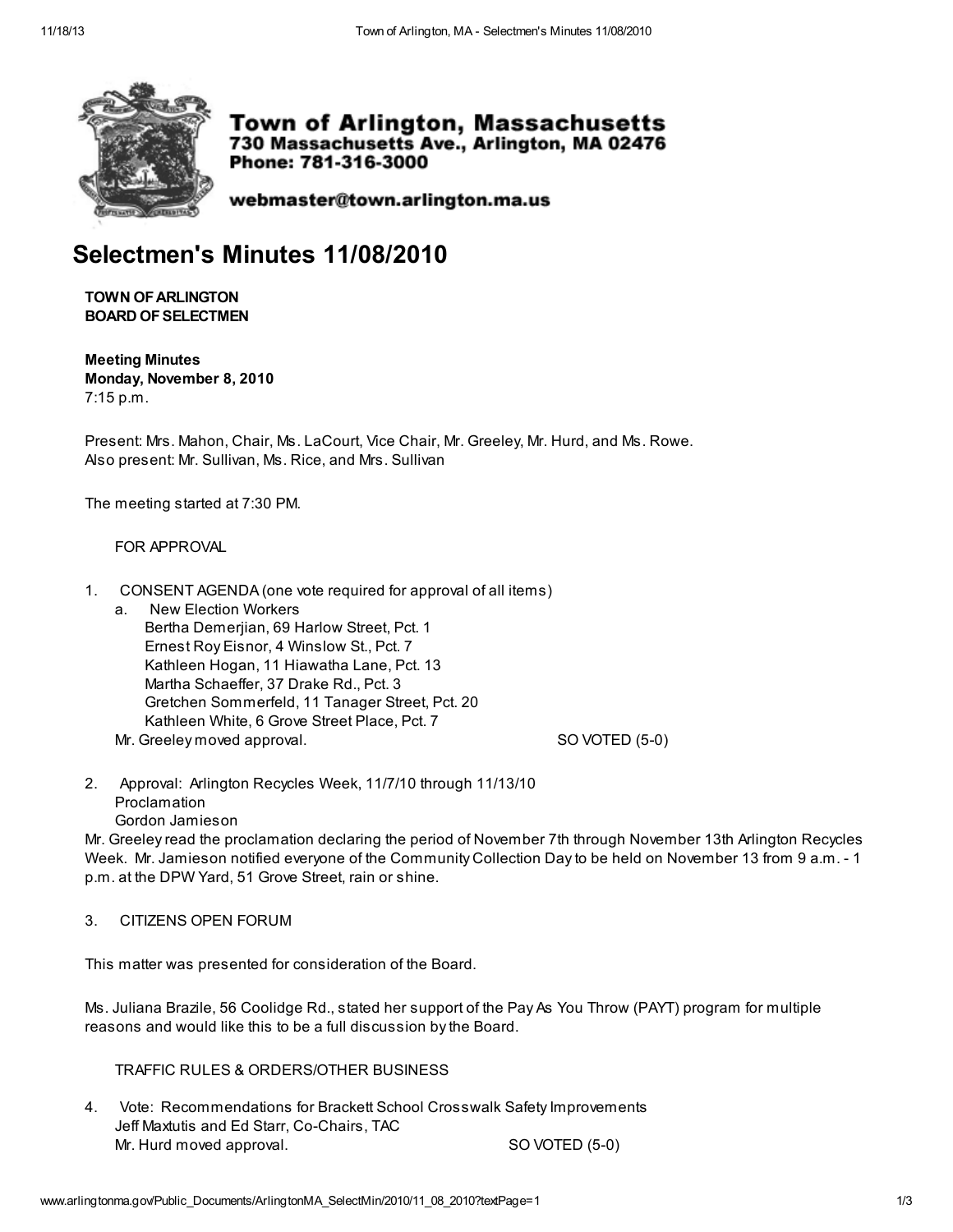**Town of Arlington, Massachusetts**
**730 Massachusetts Ave., Arlington, MA 02476**
**Phone: 781-316-3000**

**webmaster@town.arlington.ma.us**

# Selectmen's Minutes 11/08/2010

**TOWN OF ARLINGTON**
**BOARD OF SELECTMEN**

**Meeting Minutes**
**Monday, November 8, 2010**
7:15 p.m.

Present: Mrs. Mahon, Chair, Ms. LaCourt, Vice Chair, Mr. Greeley, Mr. Hurd, and Ms. Rowe.
Also present: Mr. Sullivan, Ms. Rice, and Mrs. Sullivan

The meeting started at 7:30 PM.

FOR APPROVAL

1. CONSENT AGENDA (one vote required for approval of all items)
   a. New Election Workers
      Bertha Demerjian, 69 Harlow Street, Pct. 1
      Ernest Roy Eisnor, 4 Winslow St., Pct. 7
      Kathleen Hogan, 11 Hiawatha Lane, Pct. 13
      Martha Schaeffer, 37 Drake Rd., Pct. 3
      Gretchen Sommerfeld, 11 Tanager Street, Pct. 20
      Kathleen White, 6 Grove Street Place, Pct. 7
   Mr. Greeley moved approval. SO VOTED (5-0)

2. Approval: Arlington Recycles Week, 11/7/10 through 11/13/10
   Proclamation
   Gordon Jamieson

Mr. Greeley read the proclamation declaring the period of November 7th through November 13th Arlington Recycles Week. Mr. Jamieson notified everyone of the Community Collection Day to be held on November 13 from 9 a.m. - 1 p.m. at the DPW Yard, 51 Grove Street, rain or shine.

3. CITIZENS OPEN FORUM

This matter was presented for consideration of the Board.

Ms. Juliana Brazile, 56 Coolidge Rd., stated her support of the Pay As You Throw (PAYT) program for multiple reasons and would like this to be a full discussion by the Board.

TRAFFIC RULES & ORDERS/OTHER BUSINESS

4. Vote: Recommendations for Brackett School Crosswalk Safety Improvements
   Jeff Maxtutis and Ed Starr, Co-Chairs, TAC
   Mr. Hurd moved approval. SO VOTED (5-0)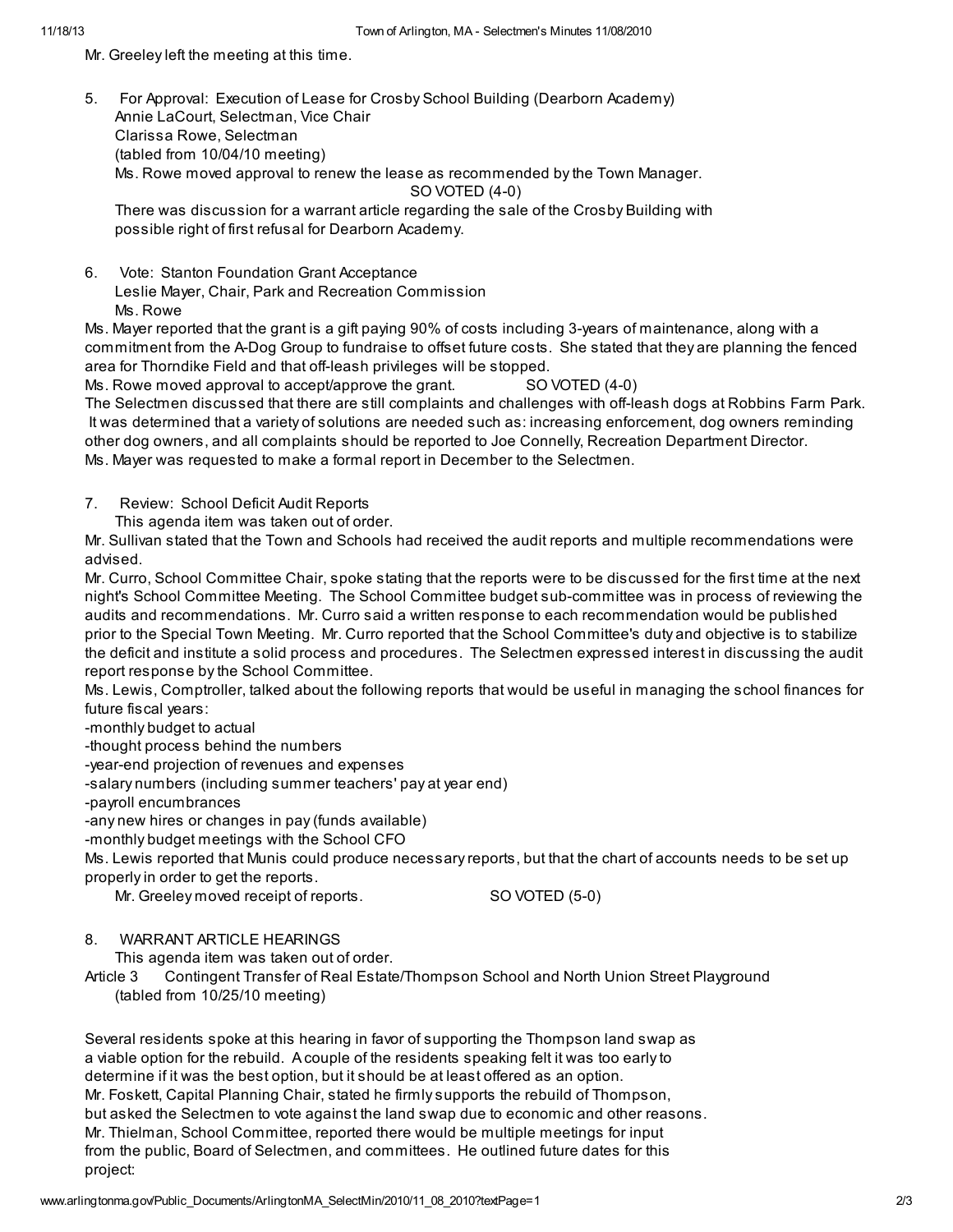Mr. Greeley left the meeting at this time.

5. For Approval: Execution of Lease for Crosby School Building (Dearborn Academy)
   Annie LaCourt, Selectman, Vice Chair
   Clarissa Rowe, Selectman
   (tabled from 10/04/10 meeting)
   Ms. Rowe moved approval to renew the lease as recommended by the Town Manager.
   SO VOTED (4-0)
   There was discussion for a warrant article regarding the sale of the Crosby Building with possible right of first refusal for Dearborn Academy.

6. Vote: Stanton Foundation Grant Acceptance
   Leslie Mayer, Chair, Park and Recreation Commission
   Ms. Rowe

Ms. Mayer reported that the grant is a gift paying 90% of costs including 3-years of maintenance, along with a commitment from the A-Dog Group to fundraise to offset future costs. She stated that they are planning the fenced area for Thorndike Field and that off-leash privileges will be stopped.
Ms. Rowe moved approval to accept/approve the grant. SO VOTED (4-0)
The Selectmen discussed that there are still complaints and challenges with off-leash dogs at Robbins Farm Park. It was determined that a variety of solutions are needed such as: increasing enforcement, dog owners reminding other dog owners, and all complaints should be reported to Joe Connelly, Recreation Department Director.
Ms. Mayer was requested to make a formal report in December to the Selectmen.

7. Review: School Deficit Audit Reports
   This agenda item was taken out of order.

Mr. Sullivan stated that the Town and Schools had received the audit reports and multiple recommendations were advised.
Mr. Curro, School Committee Chair, spoke stating that the reports were to be discussed for the first time at the next night's School Committee Meeting. The School Committee budget sub-committee was in process of reviewing the audits and recommendations. Mr. Curro said a written response to each recommendation would be published prior to the Special Town Meeting. Mr. Curro reported that the School Committee's duty and objective is to stabilize the deficit and institute a solid process and procedures. The Selectmen expressed interest in discussing the audit report response by the School Committee.
Ms. Lewis, Comptroller, talked about the following reports that would be useful in managing the school finances for future fiscal years:
-monthly budget to actual
-thought process behind the numbers
-year-end projection of revenues and expenses
-salary numbers (including summer teachers' pay at year end)
-payroll encumbrances
-any new hires or changes in pay (funds available)
-monthly budget meetings with the School CFO
Ms. Lewis reported that Munis could produce necessary reports, but that the chart of accounts needs to be set up properly in order to get the reports.
   Mr. Greeley moved receipt of reports. SO VOTED (5-0)

8. WARRANT ARTICLE HEARINGS
   This agenda item was taken out of order.
   Article 3 Contingent Transfer of Real Estate/Thompson School and North Union Street Playground
   (tabled from 10/25/10 meeting)

Several residents spoke at this hearing in favor of supporting the Thompson land swap as a viable option for the rebuild. A couple of the residents speaking felt it was too early to determine if it was the best option, but it should be at least offered as an option.
Mr. Foskett, Capital Planning Chair, stated he firmly supports the rebuild of Thompson, but asked the Selectmen to vote against the land swap due to economic and other reasons.
Mr. Thielman, School Committee, reported there would be multiple meetings for input from the public, Board of Selectmen, and committees. He outlined future dates for this project: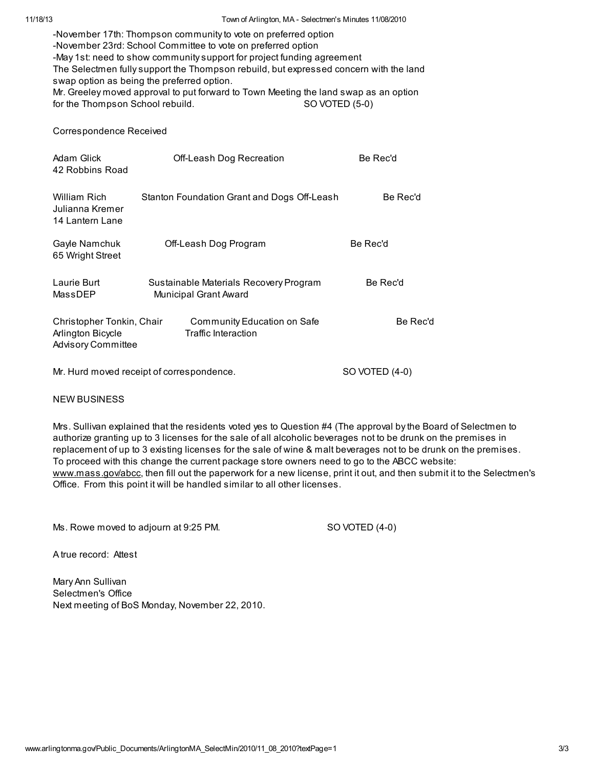-November 17th: Thompson community to vote on preferred option
-November 23rd: School Committee to vote on preferred option
-May 1st: need to show community support for project funding agreement
The Selectmen fully support the Thompson rebuild, but expressed concern with the land swap option as being the preferred option.
Mr. Greeley moved approval to put forward to Town Meeting the land swap as an option for the Thompson School rebuild. SO VOTED (5-0)

Correspondence Received

| | | |
|---|---|---|
| Adam Glick<br>42 Robbins Road | Off-Leash Dog Recreation | Be Rec'd |
| William Rich<br>Julianna Kremer<br>14 Lantern Lane | Stanton Foundation Grant and Dogs Off-Leash | Be Rec'd |
| Gayle Namchuk<br>65 Wright Street | Off-Leash Dog Program | Be Rec'd |
| Laurie Burt<br>MassDEP | Sustainable Materials Recovery Program<br>Municipal Grant Award | Be Rec'd |
| Christopher Tonkin, Chair<br>Arlington Bicycle<br>Advisory Committee | Community Education on Safe<br>Traffic Interaction | Be Rec'd |

Mr. Hurd moved receipt of correspondence. SO VOTED (4-0)

NEW BUSINESS

Mrs. Sullivan explained that the residents voted yes to Question #4 (The approval by the Board of Selectmen to authorize granting up to 3 licenses for the sale of all alcoholic beverages not to be drunk on the premises in replacement of up to 3 existing licenses for the sale of wine & malt beverages not to be drunk on the premises. To proceed with this change the current package store owners need to go to the ABCC website: www.mass.gov/abcc, then fill out the paperwork for a new license, print it out, and then submit it to the Selectmen's Office. From this point it will be handled similar to all other licenses.

Ms. Rowe moved to adjourn at 9:25 PM. SO VOTED (4-0)

A true record: Attest

Mary Ann Sullivan
Selectmen's Office
Next meeting of BoS Monday, November 22, 2010.